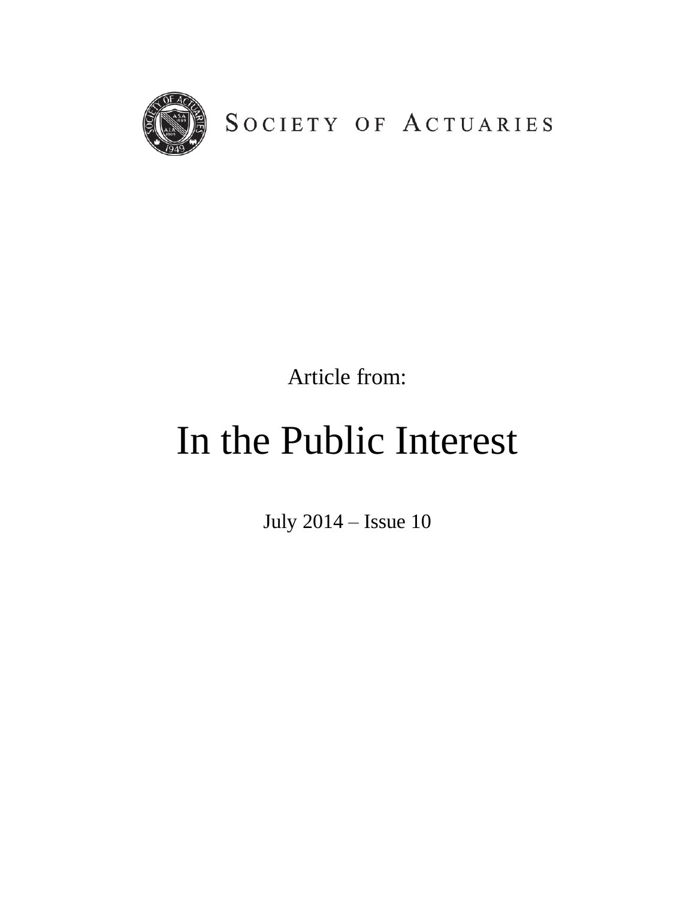SOCIETY OF ACTUARIES

Article from:

# In the Public Interest

July 2014 – Issue 10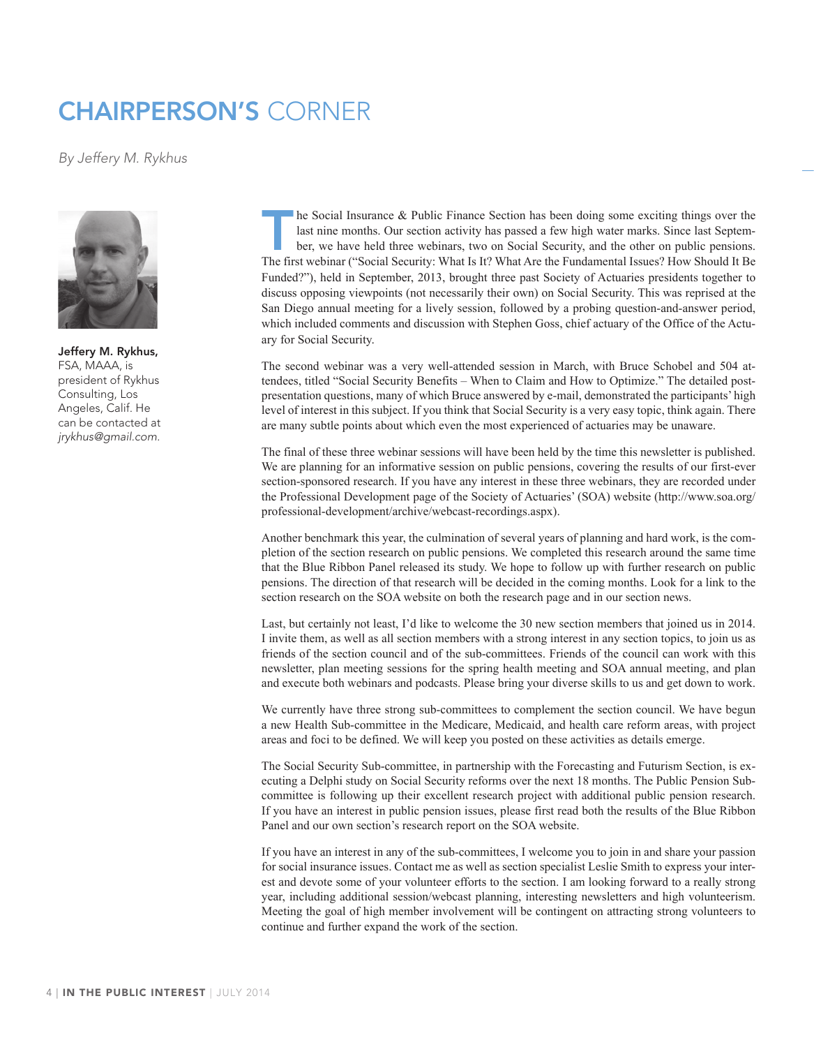# CHAIRPERSON'S CORNER

*By Jeffery M. Rykhus*

**Jeffery M. Rykhus,** FSA, MAAA, is president of Rykhus Consulting, Los Angeles, Calif. He can be contacted at *jrykhus@gmail.com.*

The Social Insurance & Public Finance Section has been doing some exciting things over the last nine months. Our section activity has passed a few high water marks. Since last September, we have held three webinars, two on Social Security, and the other on public pensions. The first webinar ("Social Security: What Is It? What Are the Fundamental Issues? How Should It Be Funded?"), held in September, 2013, brought three past Society of Actuaries presidents together to discuss opposing viewpoints (not necessarily their own) on Social Security. This was reprised at the San Diego annual meeting for a lively session, followed by a probing question-and-answer period, which included comments and discussion with Stephen Goss, chief actuary of the Office of the Actuary for Social Security.

The second webinar was a very well-attended session in March, with Bruce Schobel and 504 attendees, titled "Social Security Benefits – When to Claim and How to Optimize." The detailed post-presentation questions, many of which Bruce answered by e-mail, demonstrated the participants' high level of interest in this subject. If you think that Social Security is a very easy topic, think again. There are many subtle points about which even the most experienced of actuaries may be unaware.

The final of these three webinar sessions will have been held by the time this newsletter is published. We are planning for an informative session on public pensions, covering the results of our first-ever section-sponsored research. If you have any interest in these three webinars, they are recorded under the Professional Development page of the Society of Actuaries' (SOA) website (http://www.soa.org/professional-development/archive/webcast-recordings.aspx).

Another benchmark this year, the culmination of several years of planning and hard work, is the completion of the section research on public pensions. We completed this research around the same time that the Blue Ribbon Panel released its study. We hope to follow up with further research on public pensions. The direction of that research will be decided in the coming months. Look for a link to the section research on the SOA website on both the research page and in our section news.

Last, but certainly not least, I'd like to welcome the 30 new section members that joined us in 2014. I invite them, as well as all section members with a strong interest in any section topics, to join us as friends of the section council and of the sub-committees. Friends of the council can work with this newsletter, plan meeting sessions for the spring health meeting and SOA annual meeting, and plan and execute both webinars and podcasts. Please bring your diverse skills to us and get down to work.

We currently have three strong sub-committees to complement the section council. We have begun a new Health Sub-committee in the Medicare, Medicaid, and health care reform areas, with project areas and foci to be defined. We will keep you posted on these activities as details emerge.

The Social Security Sub-committee, in partnership with the Forecasting and Futurism Section, is executing a Delphi study on Social Security reforms over the next 18 months. The Public Pension Sub-committee is following up their excellent research project with additional public pension research. If you have an interest in public pension issues, please first read both the results of the Blue Ribbon Panel and our own section's research report on the SOA website.

If you have an interest in any of the sub-committees, I welcome you to join in and share your passion for social insurance issues. Contact me as well as section specialist Leslie Smith to express your interest and devote some of your volunteer efforts to the section. I am looking forward to a really strong year, including additional session/webcast planning, interesting newsletters and high volunteerism. Meeting the goal of high member involvement will be contingent on attracting strong volunteers to continue and further expand the work of the section.